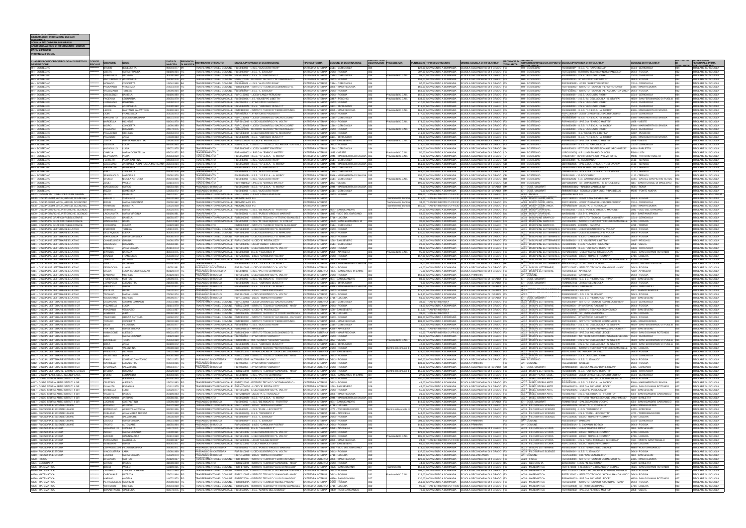SISTEMA (CON PROTEZIONE DEI DATI PERSONALI)
SCUOLA SECONDARIA DI II GRADO
ANNO SCOLASTICO DI RIFERIMENTO : 2019/20
DATA: 24/06/2019
PROVINCIA: FOGGIA

| CLASSE DI CONCORSO/TIPOLOGIA DI POSTO DI DESTINAZIONE | CODICE FISCALE | COGNOME | NOME | DATA DI NASCITA | PROVINCIA DI NASCITA | MOVIMENTO OTTENUTO | SCUOLA/PROVINCIA DI DESTINAZIONE | TIPO CATTEDRA | COMUNE DI DESTINAZIONE | DISTRETTO DI DESTINAZIONE | PRECEDENZA | PUNTEGGIO | TIPO DI MOVIMENTO | ORDINE SCUOLA DI TITOLARITA' | PROVINCIA DI TITOLARITA' | CLASSE DI CONCORSO/TIPOLOGIA DI POSTO DI TITOLARITA' | SCUOLA/PROVINCIA DI TITOLARITA' | COMUNE DI TITOLARITA' | DISTRETTO DI TITOLARITA' | PERSONALE PRIMA DELLA MOBILITA' |
| --- | --- | --- | --- | --- | --- | --- | --- | --- | --- | --- | --- | --- | --- | --- | --- | --- | --- | --- | --- | --- |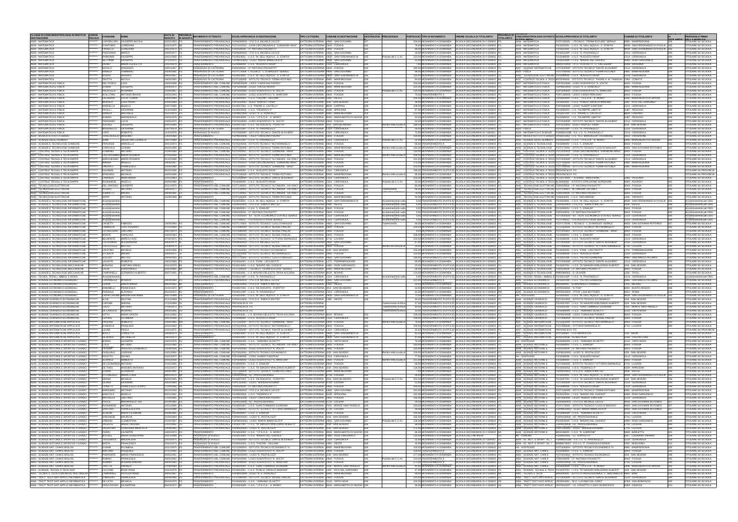| CLASSE DI CONCORSO/TIPOLOGIA DI POSTO DI DESTINAZIONE | CODICE FISCALE | COGNOME | NOME | DATA DI NASCITA | PROVINCIA DI NASCITA | MOVIMENTO OTTENUTO | SCUOLA/PROVINCIA DI DESTINAZIONE | TIPO CATTEDRA | COMUNE DI DESTINAZIONE | DESTINAZIONE | PRECEDENZA | PUNTEGGIO | TIPO DI MOVIMENTO | ORDINE SCUOLA DI TITOLARITA' | PROVINCIA DI TITOLARITA' | CLASSE DI CONCORSO/TIPOLOGIA DI POSTO DI TITOLARITA' | SCUOLA/PROVINCIA DI TITOLARITA' | COMUNE DI TITOLARITA' | | PERSONALE PRIMA |
|---|---|---|---|---|---|---|---|---|---|---|---|---|---|---|---|---|---|---|---|---|
| A026 - MATEMATICA | ******** | CAPODILUPO | GIUSEPPE NICOLA | | FG | TRASFERIMENTO PROVINCIALE | FGRH060003 - I.P.E.O.A. MICHELE LECCE | CATTEDRA INTERNA | H926 - SAN GIOVANNI ROTONDO | | | 204,00 | MOVIMENTO A DOMANDA | SCUOLA SECONDARIA DI II GRADO | FG | A026 - MATEMATICA | FGTF13050V - I.T.TECNICO "FERMI-ECCLIDE" SERALE | E885 - MANFREDONIA | | TITOLARE SU SCUOLA |
| A026 - MATEMATICA | ******** | D'ANTONIO | LOREDANA | | FG | TRASFERIMENTO PROVINCIALE | FGTD21000T - CASA CIRCONDARIALE "GIANNONE-MASI" | CATTEDRA INTERNA | | | | 78,00 | MOVIMENTO A DOMANDA | SCUOLA SECONDARIA DI II GRADO | FG | A026 - MATEMATICA | FGIS023001 - I.I.S.S. "M. DELL'AQUILA - S. STAFFA" | H839 - SAN FERDINANDO DI PUGLIA | | TITOLARE SU SCUOLA |
| A026 - MATEMATICA | ******** | FARIELLO | LOREDANA | | FG | TRASFERIMENTO PROVINCIALE | FGRI020004 - I.P. "ANTONIO PACINOTTI" | | | | | 68,00 | MOVIMENTO A DOMANDA | SCUOLA SECONDARIA DI II GRADO | FG | A026 - MATEMATICA | FGIS023001 - I.I.S.S. "M. DELL'AQUILA - S. STAFFA" | H839 - SAN FERDINANDO DI PUGLIA | | TITOLARE SU SCUOLA |
| A026 - MATEMATICA | ******** | PASCIANNO | MARCO | | FG | TRASFERIMENTO PROVINCIALE | FGRH060003 - I.P.E.O.A. MICHELE LECCE | CATTEDRA INTERNA | H926 - SAN GIOVANNI ROTONDO | | | | MOVIMENTO A DOMANDA | SCUOLA SECONDARIA DI II GRADO | FG | A026 - MATEMATICA | FGIS01100P - I.I.S.S. "G. PAVONCELLI" | C514 - CERIGNOLA | | TITOLARE SU SCUOLA |
| A026 - MATEMATICA | ******** | RAIMONDI | GIUSEPPE | | FG | TRASFERIMENTO PROVINCIALE | FGIS023001 - I.I.S.S. "M. DELL'AQUILA - S. STAFFA" | CATTEDRA INTERNA | H839 - SAN FERDINANDO DI PUGLIA | | Prevista dal C.C.N.I. | 223,00 | MOVIMENTO A DOMANDA | SCUOLA SECONDARIA DI II GRADO | FG | A026 - MATEMATICA | FGIS00800V - I.I.S.S. "AUGUSTO RIGHI" | C514 - CERIGNOLA | | TITOLARE SU SCUOLA |
| A026 - MATEMATICA | ******** | ZEZZA | ANTONIO | | FG | TRASFERIMENTO PROVINCIALE | | | | | | 52,00 | MOVIMENTO A DOMANDA | SCUOLA SECONDARIA DI II GRADO | FG | A026 - MATEMATICA | | | | TITOLARE SU SCUOLA |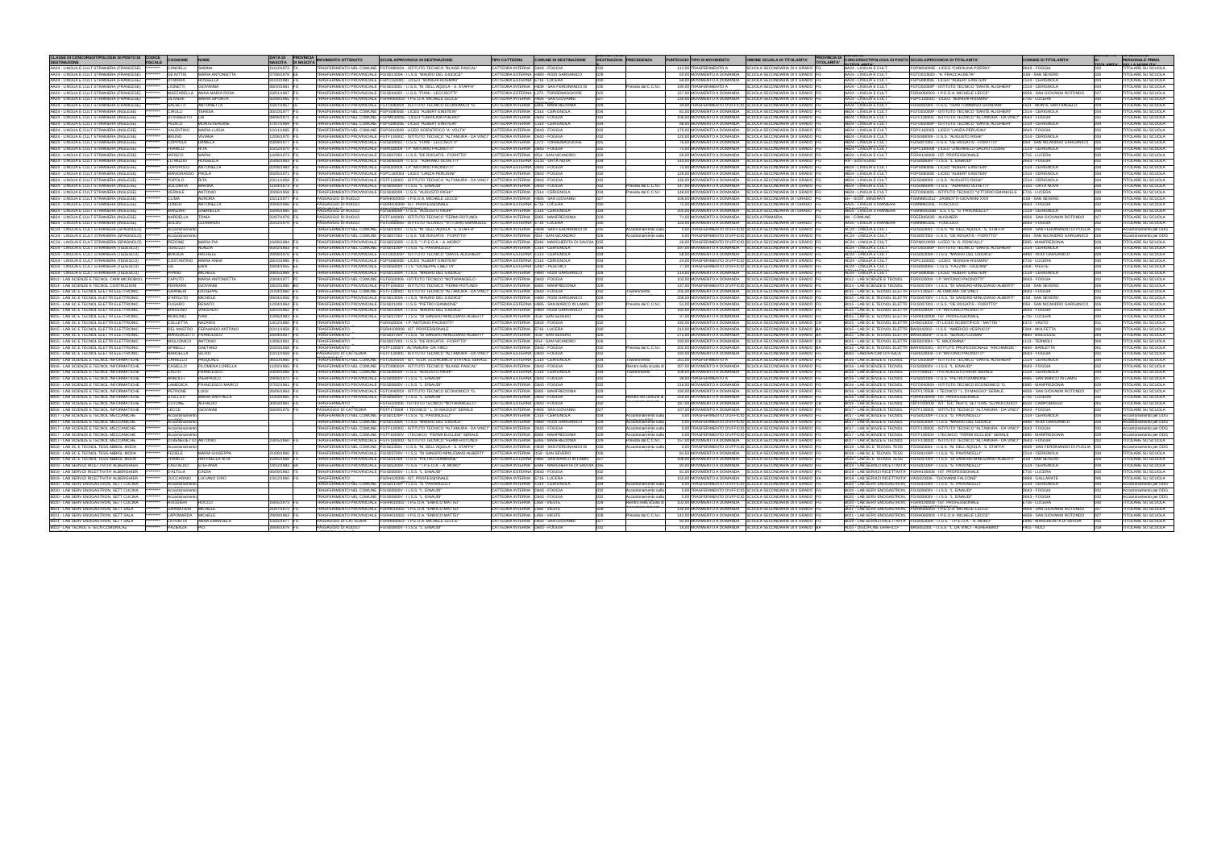| CLASSE DI CONCORSO/TIPOLOGIA DI POSTO DI DESTINAZIONE | CODICE FISCALE | COGNOME | NOME | DATA DI NASCITA | PROVINCIA DI NASCITA | MOVIMENTO OTTENUTO | SCUOLA/PROVINCIA DI DESTINAZIONE | TIPO CATTEDRA | COMUNE DI DESTINAZIONE | DISTRETTO DI DESTINAZIONE | PRECEDENZA | PUNTEGGIO | TIPO DI MOVIMENTO | ORDINE SCUOLA DI TITOLARITA' | PROVINCIA DI TITOLARITA' | CLASSE DI CONCORSO/TIPOLOGIA DI POSTO DI TITOLARITA' | SCUOLA/PROVINCIA DI TITOLARITA' | COMUNE DI TITOLARITA' | DISTRETTO DI TITOLARITA' | PERSONALE PRIMA DELLA MOBILITA' |
|---|---|---|---|---|---|---|---|---|---|---|---|---|---|---|---|---|---|---|---|---|
| AA24 - LINGUA E CULT STRANIERA (FRANCESE) | ******** | CANDELLI | SABINA | 21/12/1972 | TA | TRASFERIMENTO NEL COMUNE | FGTD08000A - ISTITUTO TECNICO "BLAISE PASCAL" | CATTEDRA INTERNA | D643 - FOGGIA | 032 | | 112,00 | TRASFERIMENTO A | SCUOLA SECONDARIA DI II GRADO | FG | AA24 - LINGUA E CULT | FGPM03000E - LICEO "CAROLINA POERIO" | D643 - FOGGIA | 032 | TITOLARE SU SCUOLA |
| AA24 - LINGUA E CULT STRANIERA (FRANCESE) | ******** | DE NITTIS | MARIA ANTONIETTA | 07/08/1979 | FG | TRASFERIMENTO PROVINCIALE | FGIS01200X - I.I.S.S. "MAURO DEL GIUDICE" | CATTEDRA ESTERNA | H480 - RODI GARGANICO | 026 | | 60,00 | MOVIMENTO A DOMANDA | SCUOLA SECONDARIA DI II GRADO | FG | AA24 - LINGUA E CULT | FGIS00100G - "A. FRACCACRETA" | I158 - SAN SEVERO | 026 | TITOLARE SU SCUOLA |
| AA24 - LINGUA E CULT STRANIERA (FRANCESE) | ******** | DITARIA | ROSSELLA | 01/01/1981 | FG | TRASFERIMENTO PROVINCIALE | FGPC15000C - LICEO "BONGHI-ROSMINI" | CATTEDRA ESTERNA | E716 - LUCERA | 030 | | 68,00 | MOVIMENTO A DOMANDA | SCUOLA SECONDARIA DI II GRADO | FG | AA24 - LINGUA E CULT | FGPS08000E - LICEO "ALBERT EINSTEIN" | C514 - CERIGNOLA | 034 | TITOLARE SU SCUOLA |
| AA24 - LINGUA E CULT STRANIERA (FRANCESE) | ******** | LIONETTI | GIOVANNA | 05/10/1961 | FG | TRASFERIMENTO PROVINCIALE | FGIS02300A - I.I.S.S. "M. DELL'AQUILA - S. STAFFA" | CATTEDRA INTERNA | H839 - SAN FERDINANDO DI | 036 | Prevista dal C.C.N.I. | 166,00 | TRASFERIMENTO A | SCUOLA SECONDARIA DI II GRADO | FG | AA24 - LINGUA E CULT | FGTD02000P - ISTITUTO TECNICO "DANTE ALIGHIERI" | C514 - CERIGNOLA | 034 | TITOLARE SU SCUOLA |
| AA24 - LINGUA E CULT STRANIERA (FRANCESE) | ******** | MAZZARELLA | ANNA MARIA ROSA | 23/01/1967 | FG | TRASFERIMENTO PROVINCIALE | FGIS04600Q - I.I.S.S. "FIANI - LECCISOTTI" | CATTEDRA ESTERNA | L273 - TORREMAGGIORE | 025 | | 157,00 | MOVIMENTO A DOMANDA | SCUOLA SECONDARIA DI II GRADO | FG | AA24 - LINGUA E CULT | FGRH060003 - I.P.E.O.A. MICHELE LECCE | H926 - SAN GIOVANNI ROTONDO | 027 | TITOLARE SU SCUOLA |
| AA24 - LINGUA E CULT STRANIERA (FRANCESE) | ******** | OLIVIERI | ANNA SIPONTA | 22/09/1966 | FG | TRASFERIMENTO PROVINCIALE | FGRH060003 - I.P.E.O.A. MICHELE LECCE | CATTEDRA INTERNA | H926 - SAN GIOVANNI | 027 | | 100,00 | MOVIMENTO A DOMANDA | SCUOLA SECONDARIA DI II GRADO | FG | AA24 - LINGUA E CULT | FGPC15000C - LICEO "BONGHI-ROSMINI" | E716 - LUCERA | 030 | TITOLARE SU SCUOLA |
| AA24 - LINGUA E CULT STRANIERA (FRANCESE) | ******** | SACCIOTTI | ANTONIETTA | 03/07/1957 | LE | TRASFERIMENTO PROVINCIALE | FGTD06000X - ISTITUTO TECNICO ECONOMICO "G. | CATTEDRA INTERNA | E885 - MANFREDONIA | 029 | | 24,00 | TRASFERIMENTO D'UFFICIO | SCUOLA SECONDARIA DI II GRADO | FG | AA24 - LINGUA E CULT | FGIS021004 - I.I.S.S. "GIAN TOMMASO GIORDANI" | F631 - MONTE SANT'ANGELO | 029 | TITOLARE SU SCUOLA |
| AB24 - LINGUA E CULT STRANIERA (INGLESE) | ******** | CIRULLI | TERESA | 30/10/1977 | FG | TRASFERIMENTO NEL COMUNE | FGPS08000E - LICEO "ALBERT EINSTEIN" | CATTEDRA ESTERNA | C514 - CERIGNOLA | 034 | | 91,00 | MOVIMENTO A DOMANDA | SCUOLA SECONDARIA DI II GRADO | FG | AB24 - LINGUA E CULT | FGTD02000P - ISTITUTO TECNICO "DANTE ALIGHIERI" | C514 - CERIGNOLA | 034 | TITOLARE SU SCUOLA |
| AB24 - LINGUA E CULT STRANIERA (INGLESE) | ******** | DIROMBERTO | LIA | 08/06/1977 | FG | TRASFERIMENTO NEL COMUNE | FGPM03000E - LICEO "CAROLINA POERIO" | CATTEDRA INTERNA | D643 - FOGGIA | 032 | | 106,00 | MOVIMENTO A DOMANDA | SCUOLA SECONDARIA DI II GRADO | FG | AB24 - LINGUA E CULT | FGTF13000C - ISTITUTO TECNICO "ALTAMURA - DA VINCI" | D643 - FOGGIA | 032 | TITOLARE SU SCUOLA |
| AB24 - LINGUA E CULT STRANIERA (INGLESE) | ******** | PUDICO | MONTEVERGINE | 17/07/1969 | FG | TRASFERIMENTO NEL COMUNE | FGPS08000E - LICEO "ALBERT EINSTEIN" | CATTEDRA INTERNA | C514 - CERIGNOLA | 034 | | 98,00 | MOVIMENTO A DOMANDA | SCUOLA SECONDARIA DI II GRADO | FG | AB24 - LINGUA E CULT | FGTD02000P - ISTITUTO TECNICO "DANTE ALIGHIERI" | C514 - CERIGNOLA | 034 | TITOLARE SU SCUOLA |
| AB24 - LINGUA E CULT STRANIERA (INGLESE) | ******** | VALENTINO | MARIA LUCIA | 12/11/1966 | FG | TRASFERIMENTO NEL COMUNE | FGPS010008 - LICEO SCIENTIFICO "A. VOLTA" | CATTEDRA INTERNA | D643 - FOGGIA | 032 | | 170,00 | MOVIMENTO A DOMANDA | SCUOLA SECONDARIA DI II GRADO | FG | AB24 - LINGUA E CULT | FGPC160003 - LICEO "LANZA-PERUGINI" | D643 - FOGGIA | 032 | TITOLARE SU SCUOLA |
| AB24 - LINGUA E CULT STRANIERA (INGLESE) | ******** | BRUNO | VIVIANA | 12/06/1970 | FG | TRASFERIMENTO PROVINCIALE | FGTF13000C - ISTITUTO TECNICO "ALTAMURA - DA VINCI" | CATTEDRA INTERNA | D643 - FOGGIA | 032 | | 120,00 | MOVIMENTO A DOMANDA | SCUOLA SECONDARIA DI II GRADO | FG | AB24 - LINGUA E CULT | FGIS06900Q - I.I.S.S. "AUGUSTO RIGHI" | C514 - CERIGNOLA | 034 | TITOLARE SU SCUOLA |
| AB24 - LINGUA E CULT STRANIERA (INGLESE) | ******** | CEPPOLA | DANIELA | 03/08/1977 | FG | TRASFERIMENTO PROVINCIALE | FGIS04600Q - I.I.S.S. "FIANI - LECCISOTTI" | CATTEDRA INTERNA | L273 - TORREMAGGIORE | 025 | | 76,00 | MOVIMENTO A DOMANDA | SCUOLA SECONDARIA DI II GRADO | FG | AB24 - LINGUA E CULT | FGIS037003 - I.I.S.S. "DE ROGATIS - FIORITTO" | I054 - SAN NICANDRO GARGANICO | 026 | TITOLARE SU SCUOLA |
| AB24 - LINGUA E CULT STRANIERA (INGLESE) | ******** | FRANCO | RITA | 04/12/1970 | FG | TRASFERIMENTO PROVINCIALE | FGRI02000X - I.P. "ANTONIO PACINOTTI" | CATTEDRA INTERNA | D643 - FOGGIA | 032 | | 75,00 | MOVIMENTO A DOMANDA | SCUOLA SECONDARIA DI II GRADO | FG | AB24 - LINGUA E CULT | FGPC180008 - LICEO "ZINGARELLI-SACRO CUORE" | C514 - CERIGNOLA | 034 | TITOLARE SU SCUOLA |
| AB24 - LINGUA E CULT STRANIERA (INGLESE) | ******** | IAFISCO | MARIA | 16/06/1972 | FG | TRASFERIMENTO PROVINCIALE | FGIS037003 - I.I.S.S. "DE ROGATIS - FIORITTO" | CATTEDRA INTERNA | I054 - SAN NICANDRO | 026 | | 68,00 | MOVIMENTO A DOMANDA | SCUOLA SECONDARIA DI II GRADO | FG | AB24 - LINGUA E CULT | FGRH01000X - IST. PROFESSIONALE | E716 - LUCERA | 030 | TITOLARE SU SCUOLA |
| AB24 - LINGUA E CULT STRANIERA (INGLESE) | ******** | LOMBARDI | ROSSELLA | 25/08/1963 | FG | TRASFERIMENTO PROVINCIALE | FGIS05600X - I.T.S.S. "ADRIANO OLIVETTI" | CATTEDRA ESTERNA | G131 - ORTA NOVA | 034 | | 153,00 | MOVIMENTO A DOMANDA | SCUOLA SECONDARIA DI II GRADO | FG | AH - SOSTEGNO | FGIS06900Q - I.I.S.S. "L. EINAUDI" | D643 - FOGGIA | 032 | TITOLARE SU SCUOLA |
| AB24 - LINGUA E CULT STRANIERA (INGLESE) | ******** | LOPOPOLO | ANTONELLA | 03/08/1967 | FG | TRASFERIMENTO PROVINCIALE | FGRI02000X - I.P. "ANTONIO PACINOTTI" | CATTEDRA INTERNA | D643 - FOGGIA | 032 | | 75,00 | MOVIMENTO A DOMANDA | SCUOLA SECONDARIA DI II GRADO | FG | AB24 - LINGUA E CULT | FGPS08000E - LICEO "ALBERT EINSTEIN" | C514 - CERIGNOLA | 034 | TITOLARE SU SCUOLA |
| AB24 - LINGUA E CULT STRANIERA (INGLESE) | ******** | MANGRASSO | PAOLA | 05/05/1971 | FG | TRASFERIMENTO PROVINCIALE | FGPC160003 - LICEO "LANZA-PERUGINI" | CATTEDRA INTERNA | D643 - FOGGIA | 032 | | 128,00 | MOVIMENTO A DOMANDA | SCUOLA SECONDARIA DI II GRADO | FG | AB24 - LINGUA E CULT | FGPS08000E - LICEO "ALBERT EINSTEIN" | C514 - CERIGNOLA | 034 | TITOLARE SU SCUOLA |
| AB24 - LINGUA E CULT STRANIERA (INGLESE) | ******** | PORCIELLO | RITA | 23/11/1964 | FG | TRASFERIMENTO PROVINCIALE | FGTF13000C - ISTITUTO TECNICO "ALTAMURA - DA VINCI" | CATTEDRA INTERNA | D643 - FOGGIA | 032 | | 130,00 | MOVIMENTO A DOMANDA | SCUOLA SECONDARIA DI II GRADO | FG | AB24 - LINGUA E CULT | FGIS06900Q - I.I.S.S. "AUGUSTO RIGHI" | C514 - CERIGNOLA | 034 | TITOLARE SU SCUOLA |
| AB24 - LINGUA E CULT STRANIERA (INGLESE) | ******** | SOLENNITA | MARINA | 31/08/1973 | FG | TRASFERIMENTO PROVINCIALE | FGIS06900Q - I.I.S.S. "L. EINAUDI" | CATTEDRA INTERNA | D643 - FOGGIA | 032 | Prevista dal C.C.N.I. | 147,00 | MOVIMENTO A DOMANDA | SCUOLA SECONDARIA DI II GRADO | FG | AB24 - LINGUA E CULT | FGIS05600X - I.I.S.S. "ADRIANO OLIVETTI" | G131 - ORTA NOVA | 034 | TITOLARE SU SCUOLA |
| AB24 - LINGUA E CULT STRANIERA (INGLESE) | ******** | VERNILE | ANTONIO | 20/06/1958 | FG | TRASFERIMENTO PROVINCIALE | FGIS06900Q - I.I.S.S. "AUGUSTO RIGHI" | CATTEDRA INTERNA | C514 - CERIGNOLA | 034 | Prevista dal C.C.N.I. | 148,00 | MOVIMENTO A DOMANDA | SCUOLA SECONDARIA DI II GRADO | FG | AB24 - LINGUA E CULT | FGTD08000S - ISTITUTO TECNICO "VITTORIO EMANUELE | E716 - LUCERA | 030 | TITOLARE SU SCUOLA |
| AB24 - LINGUA E CULT STRANIERA (INGLESE) | ******** | CURRI | AURORA | 15/11/1977 | FG | PASSAGGIO DI RUOLO | FGRH060003 - I.P.E.O.A. MICHELE LECCE | CATTEDRA INTERNA | H926 - SAN GIOVANNI | 027 | | 106,00 | MOVIMENTO A DOMANDA | SCUOLA SECONDARIA DI I GRADO | FG | EH - SOST. MINORATI | FGMM80101Q - ZANNOTTI-FIANI-LECCE XXIII | I158 - SAN SEVERO | 026 | TITOLARE SU SCUOLA |
| AB24 - LINGUA E CULT STRANIERA (INGLESE) | ******** | LONGO | ANTONELLA | 20/06/1966 | FG | PASSAGGIO DI RUOLO | FGRH01000X - IST. PROFESSIONALE | CATTEDRA ESTERNA | E716 - LUCERA | 030 | | 76,00 | MOVIMENTO A DOMANDA | SCUOLA SECONDARIA DI I GRADO | FG | AA25 - LINGUA STRANIERA | FGMM00100L - FOSCOLO | D643 - FOGGIA | 032 | TITOLARE SU SCUOLA |
| AB24 - LINGUA E CULT STRANIERA (INGLESE) | ******** | MARCHITTI | DANIELA | 09/06/1965 | FG | PASSAGGIO DI RUOLO | FGIS06900Q - I.I.S.S. "AUGUSTO RIGHI" | CATTEDRA INTERNA | C514 - CERIGNOLA | 034 | | 205,00 | MOVIMENTO A DOMANDA | SCUOLA SECONDARIA DI I GRADO | FG | AB25 - LINGUA STRANIERA | FGMM04600V - S.S. 1°G. "G. PAVONCELLI" | C514 - CERIGNOLA | 034 | TITOLARE SU SCUOLA |
| AB24 - LINGUA E CULT STRANIERA (INGLESE) | ******** | NARDELLA | TONIA | 03/07/1979 | FG | PASSAGGIO DI RUOLO | FGTF16000D - ISTITUTO TECNICO "FERMI-ROTUNDI- | CATTEDRA INTERNA | E885 - MANFREDONIA | 029 | | 71,00 | MOVIMENTO A DOMANDA | SCUOLA PRIMARIA | FG | AN - COMUNE | FGEE06502R - ALIGHIERI | H926 - SAN GIOVANNI ROTONDO | 027 | TITOLARE SU SCUOLA |
| AB24 - LINGUA E CULT STRANIERA (INGLESE) | ******** | SOLDO | LEONARDO | 25/12/1970 | FG | PASSAGGIO DI RUOLO | FGTD08000S - ISTITUTO TECNICO "VITTORIO EMANUELE | CATTEDRA INTERNA | E716 - LUCERA | 030 | | 120,00 | MOVIMENTO A DOMANDA | SCUOLA SECONDARIA DI I GRADO | FG | AA25 - LINGUA STRANIERA | FGMM00100L - FOSCOLO | D643 - FOGGIA | 032 | TITOLARE SU SCUOLA |
| AC24 - LINGUA E CULT STRANIERA (SPAGNOLO) | ******** | Accantonamento | | | | TRASFERIMENTO NEL COMUNE | FGIS02300A - I.I.S.S. "M. DELL'AQUILA - S. STAFFA" | CATTEDRA INTERNA | H839 - SAN FERDINANDO DI | 036 | Accantonamento sulla | 0,00 | TRASFERIMENTO D'UFFICIO | SCUOLA SECONDARIA DI II GRADO | FG | AC24 - LINGUA E CULT | FGIS02300A - I.I.S.S. "M. DELL'AQUILA - S. STAFFA" | H839 - SAN FERDINANDO DI PUGLIA | 036 | Accantonamento per DDG |
| AC24 - LINGUA E CULT STRANIERA (SPAGNOLO) | ******** | Accantonamento | | | | TRASFERIMENTO NEL COMUNE | FGIS037003 - I.I.S.S. "DE ROGATIS - FIORITTO" | CATTEDRA INTERNA | I054 - SAN NICANDRO | 026 | Accantonamento sulla | 0,00 | TRASFERIMENTO D'UFFICIO | SCUOLA SECONDARIA DI II GRADO | FG | AC24 - LINGUA E CULT | FGIS037003 - I.I.S.S. "DE ROGATIS - FIORITTO" | I054 - SAN NICANDRO GARGANICO | 026 | Accantonamento per DDG |
| AC24 - LINGUA E CULT STRANIERA (SPAGNOLO) | ******** | PEDONE | MARIA PIA | 16/08/1984 | FG | TRASFERIMENTO PROVINCIALE | FGIS05300R - I.I.S.S. "I.P.E.O.A. - A. MORO" | CATTEDRA INTERNA | E946 - MARGHERITA DI SAVOIA | 035 | | 26,00 | TRASFERIMENTO D'UFFICIO | SCUOLA SECONDARIA DI II GRADO | FG | AC24 - LINGUA E CULT | FGPM010009 - LICEO "A. G. RONCALLI" | E885 - MANFREDONIA | 029 | TITOLARE SU SCUOLA |
| AD24 - LINGUA E CULT STRANIERA (TEDESCO) | ******** | CIRULLO | AURORA | 25/02/1969 | FG | TRASFERIMENTO PROVINCIALE | FGIS04700G - I.I.S.S. "G. PAVONCELLI" | CATTEDRA INTERNA | C514 - CERIGNOLA | 034 | | 107,00 | MOVIMENTO A DOMANDA | SCUOLA SECONDARIA DI II GRADO | FG | AD24 - LINGUA E CULT | FGTD02000P - ISTITUTO TECNICO "DANTE ALIGHIERI" | C514 - CERIGNOLA | 034 | TITOLARE SU SCUOLA |
| AD24 - LINGUA E CULT STRANIERA (TEDESCO) | ******** | MAIUDA | MICHELE | 29/08/1976 | FG | TRASFERIMENTO PROVINCIALE | FGTD02000P - ISTITUTO TECNICO "DANTE ALIGHIERI" | CATTEDRA ESTERNA | C514 - CERIGNOLA | 034 | | 58,00 | MOVIMENTO A DOMANDA | SCUOLA SECONDARIA DI II GRADO | FG | AD24 - LINGUA E CULT | FGIS01200X - I.I.S.S. "MAURO DEL GIUDICE" | H480 - RODI GARGANICO | 026 | TITOLARE SU SCUOLA |
| AD24 - LINGUA E CULT STRANIERA (TEDESCO) | ******** | COSTANTINO | MARIA ANNA | 06/10/1965 | FG | TRASFERIMENTO PROVINCIALE | FGPS08000E - LICEO "ALBERT EINSTEIN" | CATTEDRA INTERNA | C514 - CERIGNOLA | 034 | | 24,00 | TRASFERIMENTO D'UFFICIO | SCUOLA SECONDARIA DI II GRADO | FG | AD24 - LINGUA E CULT | FGPC15000C - LICEO "BONGHI-ROSMINI" | E716 - LUCERA | 030 | TITOLARE SU SCUOLA |
| AD24 - LINGUA E CULT STRANIERA (TEDESCO) | ******** | LIA | ANNA | 09/03/1966 | FG | TRASFERIMENTO PROVINCIALE | FGIS00800C - I.I.S. "GIUSEPPE LIBETTA" | CATTEDRA INTERNA | L858 - VIESTE | 028 | | 77,00 | TRASFERIMENTO D'UFFICIO | SCUOLA SECONDARIA DI II GRADO | FG | AD24 - LINGUA E CULT | FGIS008001 - I.I.S.S. "FAZZINI - GIULIANI" | L858 - VIESTE | 028 | TITOLARE SU SCUOLA |
| AD24 - LINGUA E CULT STRANIERA (TEDESCO) | ******** | PIRRO | MICHELE | 09/05/1969 | FG | TRASFERIMENTO PROVINCIALE | FGIS01300X - I.I.S.S. "MAURO DEL GIUDICE" | CATTEDRA INTERNA | H480 - RODI GARGANICO | 026 | | 114,00 | MOVIMENTO A DOMANDA | SCUOLA SECONDARIA DI II GRADO | FG | AD24 - LINGUA E CULT | FGPS08000E - LICEO "ALBERT EINSTEIN" | C514 - CERIGNOLA | 034 | TITOLARE SU SCUOLA |
| B012 - LAB SCIENZE E TECNOL CHIM MICROBIOL | ******** | CAPUTO | MARIA ANTONIETTA | 23/04/1977 | PZ | TRASFERIMENTO PROVINCIALE | FGTE020006 - ISTITUTO TECNICO "NOTARANGELO | CATTEDRA INTERNA | D643 - FOGGIA | 032 | | 102,00 | MOVIMENTO A DOMANDA | SCUOLA SECONDARIA DI II GRADO | FG | B012 - LAB SCIENZE E TECNOL | FGRI020004 - I.P. "ANTONIO PACINOTTI" | D643 - FOGGIA | 032 | TITOLARE SU SCUOLA |
| B014 - LAB SCIENZE E TECNOL COSTRUZIONI | ******** | FERRARA | GIOVANNI | 16/10/1960 | BO | TRASFERIMENTO PROVINCIALE | FGTF16000D - ISTITUTO TECNICO "FERMI-ROTUNDI- | CATTEDRA ESTERNA | E885 - MANFREDONIA | 029 | | 137,00 | TRASFERIMENTO D'UFFICIO | SCUOLA SECONDARIA DI II GRADO | FG | B014 - LAB SCIENZE E TECNOL | FGIS03700V - I.I.S.S. "DI SANGRO-MINUZIANO-ALBERTI" | I158 - SAN SEVERO | 026 | TITOLARE SU SCUOLA |
| B015 - LAB SC E TECNOL ELETTR ELETTRONIC | ******** | GRAMEGNA | GIUSEPPE | 21/04/1960 | FG | TRASFERIMENTO NEL COMUNE | FGTF13000C - ISTITUTO TECNICO "ALTAMURA - DA VINCI" | CATTEDRA INTERNA | D643 - FOGGIA | 032 | Trasferimento | 206,00 | MOVIMENTO A DOMANDA | SCUOLA SECONDARIA DI II GRADO | FG | B015 - LAB SC E TECNOL ELETTR | FGTF13000C - ALTAMURA- DA VINCI | D643 - FOGGIA | 032 | TITOLARE SU SCUOLA |
| B015 - LAB SC E TECNOL ELETTR ELETTRONIC | ******** | D'APOLITO | MICHELE | 09/04/1956 | FG | TRASFERIMENTO PROVINCIALE | FGIS01300X - I.I.S.S. "MAURO DEL GIUDICE" | CATTEDRA INTERNA | H480 - RODI GARGANICO | 026 | | 206,00 | MOVIMENTO A DOMANDA | SCUOLA SECONDARIA DI II GRADO | FG | B015 - LAB SC E TECNOL ELETTR | FGIS03700V - I.I.S.S. "DI SANGRO-MINUZIANO-ALBERTI" | I158 - SAN SEVERO | 026 | TITOLARE SU SCUOLA |
| B015 - LAB SC E TECNOL ELETTR ELETTRONIC | ******** | FUGARO | RENATO | 12/04/1959 | FG | TRASFERIMENTO PROVINCIALE | FGIS021009 - I.I.S.S. "PIETRO GIANNONE" | CATTEDRA INTERNA | H985 - SAN MARCO IN LAMIS | 027 | Prevista dal C.C.N.I. | 51,00 | MOVIMENTO A DOMANDA | SCUOLA SECONDARIA DI II GRADO | FG | B015 - LAB SC E TECNOL ELETTR | FGIS037003 - I.I.S.S. "DE ROGATIS - FIORITTO" | I054 - SAN NICANDRO GARGANICO | 026 | TITOLARE SU SCUOLA |
| B015 - LAB SC E TECNOL ELETTR ELETTRONIC | ******** | MASTURSI | VINCENZO | 16/10/1962 | FG | TRASFERIMENTO PROVINCIALE | FGIS01300X - I.I.S.S. "MAURO DEL GIUDICE" | CATTEDRA INTERNA | H480 - RODI GARGANICO | 026 | | 102,00 | MOVIMENTO A DOMANDA | SCUOLA SECONDARIA DI II GRADO | FG | B015 - LAB SC E TECNOL ELETTR | FGRI02000X - I.P. "ANTONIO PACINOTTI" | D643 - FOGGIA | 032 | TITOLARE SU SCUOLA |
| B015 - LAB SC E TECNOL ELETTR ELETTRONIC | ******** | MORONGI | IVAN | 12/08/1980 | FG | TRASFERIMENTO PROVINCIALE | FGIS03700V - I.I.S.S. "DI SANGRO-MINUZIANO-ALBERTI" | CATTEDRA INTERNA | I158 - SAN SEVERO | 026 | | 37,00 | MOVIMENTO A DOMANDA | SCUOLA SECONDARIA DI II GRADO | FG | B015 - LAB SC E TECNOL ELETTR | FGRH01000X - IST. PROFESSIONALE | E716 - LUCERA | 030 | TITOLARE SU SCUOLA |
| B015 - LAB SC E TECNOL ELETTR ELETTRONIC | ******** | COLLETTA | NAZARIO | 16/12/1960 | TA | TRASFERIMENTO | FGRI02000X - I.P. "ANTONIO PACINOTTI" | CATTEDRA INTERNA | D643 - FOGGIA | 032 | | 102,00 | MOVIMENTO A DOMANDA | SCUOLA SECONDARIA DI II GRADO | CH | B015 - LAB SC E TECNOL ELETTR | CHIS01300X - ITI LICEO SCIENTIFICO " MATTEI " | E372 - VASTO | 011 | TITOLARE SU SCUOLA |
| B015 - LAB SC E TECNOL ELETTR ELETTRONIC | ******** | DEL MASTRO | FERNANDO ANTONIO | 02/11/1959 | FG | TRASFERIMENTO | FGRH01000X - IST. PROFESSIONALE | CATTEDRA INTERNA | E716 - LUCERA | 030 | | 210,00 | MOVIMENTO A DOMANDA | SCUOLA SECONDARIA DI II GRADO | BA | B015 - LAB SC E TECNOL ELETTR | BAIS04300G - I.I.S.S. "AMERIGO VESPUCCI" | F284 - MOLFETTA | 006 | TITOLARE SU SCUOLA |
| B015 - LAB SC E TECNOL ELETTR ELETTRONIC | ******** | MANSUETO | FRANCESCO | 09/08/1957 | FG | TRASFERIMENTO | FGIS03700V - I.I.S.S. "DI SANGRO-MINUZIANO-ALBERTI" | CATTEDRA INTERNA | I158 - SAN SEVERO | 026 | | 275,00 | MOVIMENTO A DOMANDA | SCUOLA SECONDARIA DI II GRADO | BA | B015 - LAB SC E TECNOL ELETTR | BAIS05800P - I.I.S.S. "SERGIO COMMI" | B980 - BISCEGLIE | 009 | TITOLARE SU SCUOLA |
| B015 - LAB SC E TECNOL ELETTR ELETTRONIC | ******** | MIGLIONICO | ANTONIO | 13/05/1961 | FG | TRASFERIMENTO | FGIS037003 - I.I.S.S. "DE ROGATIS - FIORITTO" | CATTEDRA INTERNA | I054 - SAN NICANDRO | 026 | | 193,00 | MOVIMENTO A DOMANDA | SCUOLA SECONDARIA DI II GRADO | CB | B015 - LAB SC E TECNOL ELETTR | CBIS023004 - "E. MAJORANA" | L113 - TERMOLI | 006 | TITOLARE SU SCUOLA |
| B015 - LAB SC E TECNOL ELETTR ELETTRONIC | ******** | SPINELLI | GAETANO | 25/03/1966 | FG | TRASFERIMENTO | FGTF13000C - ALTAMURA- DA VINCI | CATTEDRA INTERNA | D643 - FOGGIA | 032 | Prevista dal C.C.N.I. | 202,00 | MOVIMENTO A DOMANDA | SCUOLA SECONDARIA DI II GRADO | BA | B015 - LAB SC E TECNOL ELETTR | BARI050001 - ISTITUTO PROFESSIONALE "ARCHIMEDE" | A669 - BARLETTA | 001 | TITOLARE SU SCUOLA |
| B015 - LAB SC E TECNOL ELETTR ELETTRONIC | ******** | NARDELLA | SILVIO | 12/11/1959 | FG | PASSAGGIO DI CATTEDRA | FGTF13000C - ISTITUTO TECNICO "ALTAMURA - DA VINCI" | CATTEDRA ESTERNA | D643 - FOGGIA | 032 | | 102,00 | MOVIMENTO A DOMANDA | SCUOLA SECONDARIA DI II GRADO | FG | B003 - LABORATORI DI FISICA | FGRI02000X - I.P. "ANTONIO PACINOTTI" | D643 - FOGGIA | 032 | TITOLARE SU SCUOLA |
| B016 - LAB SCIENZE E TECNOL INFORMATICHE | ******** | CARELLO | PASQUALE | 06/10/1965 | FG | TRASFERIMENTO NEL COMUNE | FGTD02000P - IST. TECN. ECONOMICO STATALE SERALE | CATTEDRA ESTERNA | C514 - CERIGNOLA | 034 | Trasferimento | 253,00 | TRASFERIMENTO A | SCUOLA SECONDARIA DI II GRADO | FG | B016 - LAB SCIENZE E TECNOL | FGTD02000P - ISTITUTO TECNICO "DANTE ALIGHIERI" | C514 - CERIGNOLA | 034 | TITOLARE SU SCUOLA |
| B016 - LAB SCIENZE E TECNOL INFORMATICHE | ******** | CASIELLO | FILOMENA LORELLA | 11/02/1965 | FG | TRASFERIMENTO NEL COMUNE | FGTD08000A - ISTITUTO TECNICO "BLAISE PASCAL" | CATTEDRA INTERNA | D643 - FOGGIA | 032 | Rientro nella scuola di | 207,00 | MOVIMENTO A DOMANDA | SCUOLA SECONDARIA DI II GRADO | FG | B016 - LAB SCIENZE E TECNOL | FGIS06900V - I.I.S.S. "L. EINAUDI" | D643 - FOGGIA | 032 | TITOLARE SU SCUOLA |
| B016 - LAB SCIENZE E TECNOL INFORMATICHE | ******** | CASTO | FRANCESCO | 03/03/1966 | FG | TRASFERIMENTO NEL COMUNE | FGIS06900Q - I.I.S.S. "AUGUSTO RIGHI" | CATTEDRA ESTERNA | C514 - CERIGNOLA | 034 | Trasferimento | 109,00 | MOVIMENTO A DOMANDA | SCUOLA SECONDARIA DI II GRADO | FG | B016 - LAB SCIENZE E TECNOL | FGTF06000V - ITIS AUGUSTO RIGHI SERALE | C514 - CERIGNOLA | 034 | TITOLARE SU SCUOLA |
| B016 - LAB SCIENZE E TECNOL INFORMATICHE | ******** | IANNUZZI | PIERPAOLO | 29/03/1972 | FG | TRASFERIMENTO PROVINCIALE | FGIS06900V - I.I.S.S. "L. EINAUDI" | CATTEDRA ESTERNA | D643 - FOGGIA | 032 | | 38,00 | TRASFERIMENTO A | SCUOLA SECONDARIA DI II GRADO | FG | B016 - LAB SCIENZE E TECNOL | FGIS021009 - I.I.S.S. "PIETRO GIANNONE" | H985 - SAN MARCO IN LAMIS | 027 | TITOLARE SU SCUOLA |
| B016 - LAB SCIENZE E TECNOL INFORMATICHE | ******** | LAMEDICA | FRANCESCO MARCO | 17/02/1961 | FG | TRASFERIMENTO PROVINCIALE | FGIS06900V - I.I.S.S. "L. EINAUDI" | CATTEDRA INTERNA | D643 - FOGGIA | 032 | | 216,00 | MOVIMENTO A DOMANDA | SCUOLA SECONDARIA DI II GRADO | FG | B016 - LAB SCIENZE E TECNOL | FGTD06000X - ISTITUTO TECNICO ECONOMICO "G. | E885 - MANFREDONIA | 029 | TITOLARE SU SCUOLA |
| B016 - LAB SCIENZE E TECNOL INFORMATICHE | ******** | PETRONE | LUIGI | 26/05/1964 | FG | TRASFERIMENTO PROVINCIALE | FGTD06000X - ISTITUTO TECNICO ECONOMICO "G. | CATTEDRA INTERNA | E885 - MANFREDONIA | 029 | | 216,00 | MOVIMENTO A DOMANDA | SCUOLA SECONDARIA DI II GRADO | FG | B016 - LAB SCIENZE E TECNOL | FGTF17000B - I TECNICO "L. DI MAGGIO" SERALE | H926 - SAN GIOVANNI ROTONDO | 027 | TITOLARE SU SCUOLA |
| B016 - LAB SCIENZE E TECNOL INFORMATICHE | ******** | STELLUTI | MARIA RAFFAELLA | 11/03/1965 | FG | TRASFERIMENTO PROVINCIALE | FGIS06900V - I.I.S.S. "L. EINAUDI" | CATTEDRA INTERNA | D643 - FOGGIA | 032 | Rientro nel comune di | 254,00 | MOVIMENTO A DOMANDA | SCUOLA SECONDARIA DI II GRADO | FG | B016 - LAB SCIENZE E TECNOL | FGRH01000X - IST. PROFESSIONALE | E716 - LUCERA | 030 | TITOLARE SU SCUOLA |
| B016 - LAB SCIENZE E TECNOL INFORMATICHE | ******** | COTONE | ALFREDO | 30/03/1961 | FG | TRASFERIMENTO | FGTE020006 - ISTITUTO TECNICO "NOTARANGELO | CATTEDRA INTERNA | D643 - FOGGIA | 032 | | 107,00 | MOVIMENTO A DOMANDA | SCUOLA SECONDARIA DI II GRADO | CB | B016 - LAB SCIENZE E TECNOL | CBTF01000R - IST. TEC. INDUSTRIALE "G. MARCONI" | B519 - CAMPOBASSO | 005 | TITOLARE SU SCUOLA |
| B016 - LAB SCIENZE E TECNOL INFORMATICHE | ******** | LECCE | GIOVANNI | 06/09/1976 | FG | PASSAGGIO DI CATTEDRA | FGTF17000B - I TECNICO "L. DI MAGGIO" SERALE | CATTEDRA INTERNA | H926 - SAN GIOVANNI | 027 | | 107,00 | MOVIMENTO A DOMANDA | SCUOLA SECONDARIA DI II GRADO | FG | B017 - LAB SCIENZE E TECNOL | FGTF13000C - ISTITUTO TECNICO "ALTAMURA - DA VINCI" | D643 - FOGGIA | 032 | TITOLARE SU SCUOLA |
| B017 - LAB SCIENZE E TECNOL MECCANICHE | ******** | Accantonamento | | | | TRASFERIMENTO NEL COMUNE | FGIS04700G - I.I.S.S. "G. PAVONCELLI" | CATTEDRA INTERNA | C514 - CERIGNOLA | 034 | Accantonamento sulla | 0,00 | TRASFERIMENTO D'UFFICIO | SCUOLA SECONDARIA DI II GRADO | FG | B017 - LAB SCIENZE E TECNOL | FGIS04700G - I.I.S.S. "G. PAVONCELLI" | C514 - CERIGNOLA | 034 | Accantonamento per DDG |
| B017 - LAB SCIENZE E TECNOL MECCANICHE | ******** | Accantonamento | | | | TRASFERIMENTO NEL COMUNE | FGIS01300X - I.I.S.S. "MAURO DEL GIUDICE" | CATTEDRA INTERNA | H480 - RODI GARGANICO | 026 | Accantonamento sulla | 0,00 | TRASFERIMENTO D'UFFICIO | SCUOLA SECONDARIA DI II GRADO | FG | B017 - LAB SCIENZE E TECNOL | FGIS01300X - I.I.S.S. "MAURO DEL GIUDICE" | H480 - RODI GARGANICO | 026 | Accantonamento per DDG |
| B017 - LAB SCIENZE E TECNOL MECCANICHE | ******** | Accantonamento | | | | TRASFERIMENTO NEL COMUNE | FGTF13000C - ISTITUTO TECNICO "ALTAMURA - DA VINCI" | CATTEDRA INTERNA | D643 - FOGGIA | 032 | Accantonamento sulla | 0,00 | TRASFERIMENTO D'UFFICIO | SCUOLA SECONDARIA DI II GRADO | FG | B017 - LAB SCIENZE E TECNOL | FGTF13000C - ISTITUTO TECNICO "ALTAMURA - DA VINCI" | D643 - FOGGIA | 032 | Accantonamento per DDG |
| B017 - LAB SCIENZE E TECNOL MECCANICHE | ******** | Accantonamento | | | | TRASFERIMENTO NEL COMUNE | FGTF16050V - I.TECNICO "FERMI-EUCLIDE" SERALE | CATTEDRA INTERNA | E885 - MANFREDONIA | 029 | Accantonamento sulla | 0,00 | TRASFERIMENTO D'UFFICIO | SCUOLA SECONDARIA DI II GRADO | FG | B017 - LAB SCIENZE E TECNOL | FGTF16050V - I.TECNICO "FERMI-EUCLIDE" SERALE | E885 - MANFREDONIA | 029 | Accantonamento per DDG |
| B017 - LAB SCIENZE E TECNOL MECCANICHE | ******** | D'ERRICO | ANTONIO | 13/03/1960 | FG | TRASFERIMENTO NEL COMUNE | FGTF16000D - ISTITUTO TECNICO "FERMI-ROTUNDI- | CATTEDRA INTERNA | E885 - MANFREDONIA | 029 | Prevista dal C.C.N.I. | 157,00 | MOVIMENTO A DOMANDA | SCUOLA SECONDARIA DI II GRADO | FG | B017 - LAB SCIENZE E TECNOL | FGTF13000C - ISTITUTO TECNICO "ALTAMURA - DA VINCI" | D643 - FOGGIA | 032 | TITOLARE SU SCUOLA |
| B018 - LAB SC E TECNOL TESS ABBIGL MODA | ******** | Accantonamento | | | | TRASFERIMENTO NEL COMUNE | FGIS02300A - I.I.S.S. "M. DELL'AQUILA - S. STAFFA" | CATTEDRA INTERNA | H839 - SAN FERDINANDO DI | 036 | Accantonamento sulla | 0,00 | TRASFERIMENTO D'UFFICIO | SCUOLA SECONDARIA DI II GRADO | FG | B018 - LAB SC E TECNOL TESS | FGIS02300A - I.I.S.S. "M. DELL'AQUILA - S. STAFFA" | H839 - SAN FERDINANDO DI PUGLIA | 036 | Accantonamento per DDG |
| B018 - LAB SC E TECNOL TESS ABBIGL MODA | ******** | FEDELE | MARIA GIUSEPPA | 21/08/1960 | FG | TRASFERIMENTO PROVINCIALE | FGIS03700V - I.I.S.S. "DI SANGRO-MINUZIANO-ALBERTI" | CATTEDRA INTERNA | I158 - SAN SEVERO | 026 | | 91,00 | MOVIMENTO A DOMANDA | SCUOLA SECONDARIA DI II GRADO | FG | B018 - LAB SC E TECNOL TESS | FGIS04700G - I.I.S.S. "G. PAVONCELLI" | C514 - CERIGNOLA | 034 | TITOLARE SU SCUOLA |
| B018 - LAB SC E TECNOL TESS ABBIGL MODA | ******** | FRANCO | ANTONELLA RITA | 25/02/1960 | FG | TRASFERIMENTO PROVINCIALE | FGIS021009 - I.I.S.S. "PIETRO GIANNONE" | CATTEDRA INTERNA | H985 - SAN MARCO IN LAMIS | 027 | | 108,00 | MOVIMENTO A DOMANDA | SCUOLA SECONDARIA DI II GRADO | FG | B018 - LAB SC E TECNOL TESS | FGIS03700V - I.I.S.S. "DI SANGRO-MINUZIANO-ALBERTI" | I158 - SAN SEVERO | 026 | TITOLARE SU SCUOLA |
| B019 - LAB SERVIZI RICETTIVITA' ALBERGHIERI | ******** | CASTALDO | STEFANIA | 09/12/1983 | NA | TRASFERIMENTO PROVINCIALE | FGIS05300R - I.I.S.S. "I.P.E.O.A. - A. MORO" | CATTEDRA INTERNA | E946 - MARGHERITA DI SAVOIA | 035 | | 31,00 | TRASFERIMENTO D'UFFICIO | SCUOLA SECONDARIA DI II GRADO | FG | B019 - LAB SERVIZI RICETTIVITA' | FGIS04700G - I.I.S.S. "G. PAVONCELLI" | C514 - CERIGNOLA | 034 | TITOLARE SU SCUOLA |
| B019 - LAB SERVIZI RICETTIVITA' ALBERGHIERI | ******** | D'ALTILIA | CINZIA | 06/09/1962 | FG | TRASFERIMENTO PROVINCIALE | FGIS06900V - I.I.S.S. "L. EINAUDI" | CATTEDRA ESTERNA | D643 - FOGGIA | 032 | | 61,00 | MOVIMENTO A DOMANDA | SCUOLA SECONDARIA DI II GRADO | FG | B019 - LAB SERVIZI RICETTIVITA' | FGRH01000X - IST. PROFESSIONALE | E716 - LUCERA | 030 | TITOLARE SU SCUOLA |
| B019 - LAB SERVIZI RICETTIVITA' ALBERGHIERI | ******** | ZUCCARINO | LUCIANO CIRO | 13/12/1960 | FG | TRASFERIMENTO | FGRH01000X - IST. PROFESSIONALE | CATTEDRA INTERNA | E716 - LUCERA | 030 | | 150,00 | MOVIMENTO A DOMANDA | SCUOLA SECONDARIA DI II GRADO | VA | B019 - LAB SERVIZI RICETTIVITA' | VAIS02300E - "GIOVANNI FALCONE" | D869 - GALLARATE | 006 | TITOLARE SU SCUOLA |
| B020 - LAB SERV ENOGASTRON, SETT CUCINA | ******** | Accantonamento | | | | TRASFERIMENTO NEL COMUNE | FGIS04700G - I.I.S.S. "G. PAVONCELLI" | CATTEDRA INTERNA | C514 - CERIGNOLA | 034 | Accantonamento sulla | 0,00 | TRASFERIMENTO D'UFFICIO | SCUOLA SECONDARIA DI II GRADO | FG | B020 - LAB SERV ENOGASTRON, | FGIS04700G - I.I.S.S. "G. PAVONCELLI" | C514 - CERIGNOLA | 034 | Accantonamento per DDG |
| B020 - LAB SERV ENOGASTRON, SETT CUCINA | ******** | Accantonamento | | | | TRASFERIMENTO NEL COMUNE | FGIS06900V - I.I.S.S. "L. EINAUDI" | CATTEDRA INTERNA | D643 - FOGGIA | 032 | Accantonamento sulla | 0,00 | TRASFERIMENTO D'UFFICIO | SCUOLA SECONDARIA DI II GRADO | FG | B020 - LAB SERV ENOGASTRON, | FGIS06900V - I.I.S.S. "L. EINAUDI" | D643 - FOGGIA | 032 | Accantonamento per DDG |
| B020 - LAB SERV ENOGASTRON, SETT CUCINA | ******** | Accantonamento | | | | TRASFERIMENTO NEL COMUNE | FGIS06900V - I.I.S.S. "L. EINAUDI" | CATTEDRA INTERNA | D643 - FOGGIA | 032 | Accantonamento sulla | 0,00 | TRASFERIMENTO D'UFFICIO | SCUOLA SECONDARIA DI II GRADO | FG | B020 - LAB SERV ENOGASTRON, | FGIS06900V - I.I.S.S. "L. EINAUDI" | D643 - FOGGIA | 032 | Accantonamento per DDG |
| B020 - LAB SERV ENOGASTRON, SETT CUCINA | ******** | ZAMBELLI | ROCCO | 18/03/1979 | FG | TRASFERIMENTO NEL COMUNE | FGIS04700G - I.I.S.S. "G. PAVONCELLI" | CATTEDRA INTERNA | C514 - CERIGNOLA | 034 | Rientro nella scuola di | 27,00 | MOVIMENTO A DOMANDA | SCUOLA SECONDARIA DI II GRADO | FG | B020 - LAB SERV ENOGASTRON, | FGRH01000X - IST. PROFESSIONALE | E716 - LUCERA | 030 | TITOLARE SU SCUOLA |
| B021 - LAB SERV ENOGASTRON, SETT SALA | ******** | GRAMATIERI | MICHELE | 01/07/1972 | FG | TRASFERIMENTO PROVINCIALE | FGRH010002 - I.P.S.A. "ENRICO MATTEI" | CATTEDRA INTERNA | L858 - VIESTE | 028 | | 102,00 | MOVIMENTO A DOMANDA | SCUOLA SECONDARIA DI II GRADO | FG | B021 - LAB SERV ENOGASTRON, | FGRH060003 - I.P.E.O.A. MICHELE LECCE | H926 - SAN GIOVANNI ROTONDO | 027 | TITOLARE SU SCUOLA |
| B021 - LAB SERV ENOGASTRON, SETT SALA | ******** | LAPOMARDA | MICHELE | 29/09/1963 | FG | TRASFERIMENTO PROVINCIALE | FGRH010002 - I.P.S.A. "ENRICO MATTEI" | CATTEDRA INTERNA | L858 - VIESTE | 028 | | 142,00 | MOVIMENTO A DOMANDA | SCUOLA SECONDARIA DI II GRADO | FG | B021 - LAB SERV ENOGASTRON, | FGRH060003 - I.P.E.O.A. MICHELE LECCE | H926 - SAN GIOVANNI ROTONDO | 027 | TITOLARE SU SCUOLA |
| B022 - LAB SERVIZI RICETTIVITA' ALBERGHIERI | ******** | LA PORTA | ANNA EMANUELA | 04/12/1977 | FG | PASSAGGIO DI CATTEDRA | FGRH060003 - I.P.E.O.A. MICHELE LECCE | CATTEDRA INTERNA | H926 - SAN GIOVANNI | 027 | | 92,00 | MOVIMENTO A DOMANDA | SCUOLA SECONDARIA DI II GRADO | FG | B020 - LAB SERVIZI RICETTIVITA' | FGIS05300R - I.I.S.S. "I.P.E.O.A. - A. MORO" | E946 - MARGHERITA DI SAVOIA | 035 | TITOLARE SU SCUOLA |
| B022 - LAB TECNOL E TECN COMUNICAZ | ******** | PAZIENZA | PIO | 28/08/1979 | FG | PASSAGGIO DI RUOLO | FGIS06900V - I.I.S.S. "L. EINAUDI" | CATTEDRA INTERNA | D643 - FOGGIA | 032 | | 63,00 | MOVIMENTO A DOMANDA | SCUOLA SECONDARIA DI I GRADO | BA | A030 - DISCIPLINE GRAFICO- | BAMM29100L - S.S. 1 GR. "VIA AURELIA" | F376 - NOCI | 018 | TITOLARE SU SCUOLA |